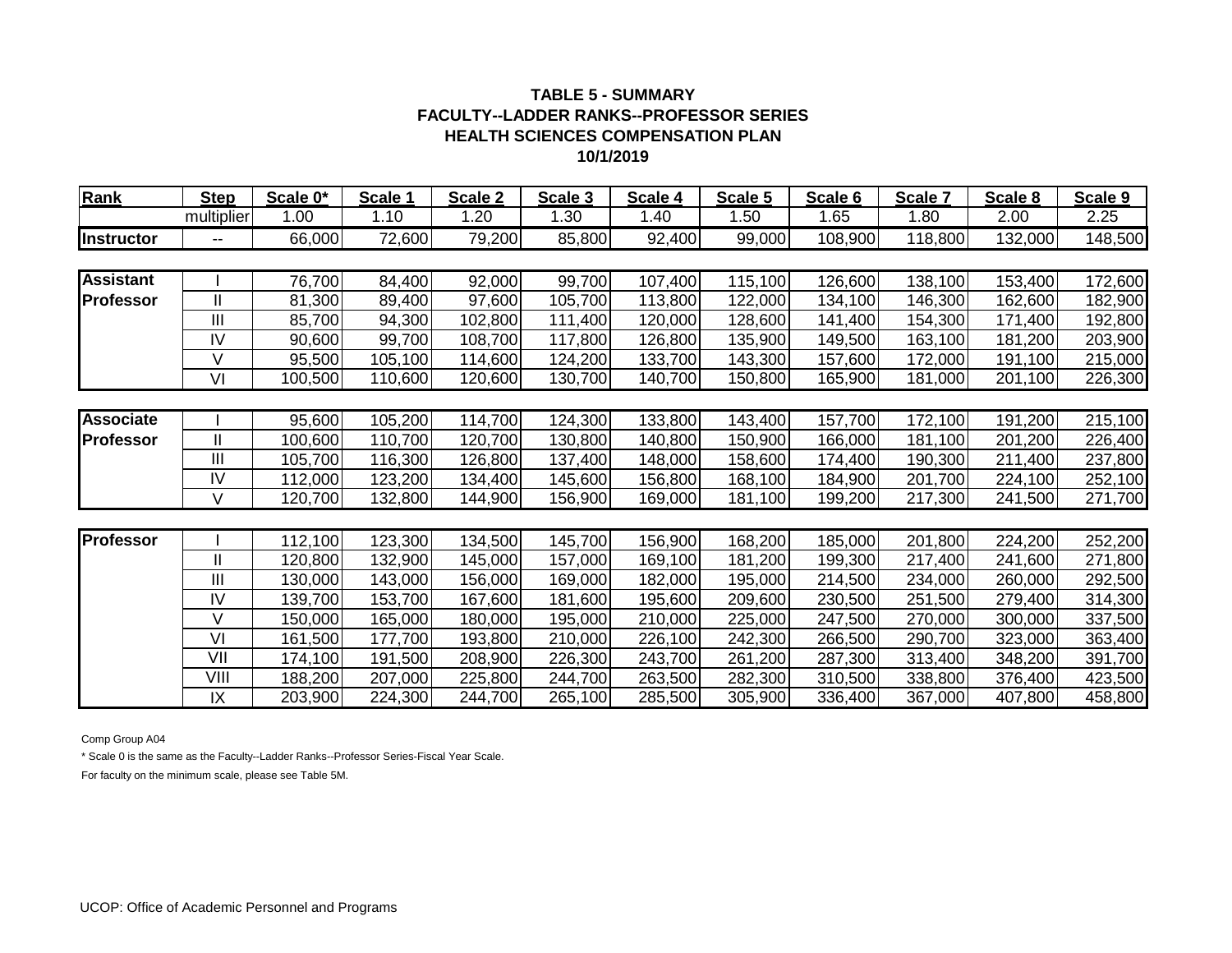**TABLE 5 - SUMMARY**
**FACULTY--LADDER RANKS--PROFESSOR SERIES**
**HEALTH SCIENCES COMPENSATION PLAN**
**10/1/2019**

| Rank | Step | Scale 0* | Scale 1 | Scale 2 | Scale 3 | Scale 4 | Scale 5 | Scale 6 | Scale 7 | Scale 8 | Scale 9 |
|---|---|---|---|---|---|---|---|---|---|---|---|
| | multiplier | 1.00 | 1.10 | 1.20 | 1.30 | 1.40 | 1.50 | 1.65 | 1.80 | 2.00 | 2.25 |
| **Instructor** | -- | 66,000 | 72,600 | 79,200 | 85,800 | 92,400 | 99,000 | 108,900 | 118,800 | 132,000 | 148,500 |
| **Assistant Professor** | I | 76,700 | 84,400 | 92,000 | 99,700 | 107,400 | 115,100 | 126,600 | 138,100 | 153,400 | 172,600 |
| | II | 81,300 | 89,400 | 97,600 | 105,700 | 113,800 | 122,000 | 134,100 | 146,300 | 162,600 | 182,900 |
| | III | 85,700 | 94,300 | 102,800 | 111,400 | 120,000 | 128,600 | 141,400 | 154,300 | 171,400 | 192,800 |
| | IV | 90,600 | 99,700 | 108,700 | 117,800 | 126,800 | 135,900 | 149,500 | 163,100 | 181,200 | 203,900 |
| | V | 95,500 | 105,100 | 114,600 | 124,200 | 133,700 | 143,300 | 157,600 | 172,000 | 191,100 | 215,000 |
| | VI | 100,500 | 110,600 | 120,600 | 130,700 | 140,700 | 150,800 | 165,900 | 181,000 | 201,100 | 226,300 |
| **Associate Professor** | I | 95,600 | 105,200 | 114,700 | 124,300 | 133,800 | 143,400 | 157,700 | 172,100 | 191,200 | 215,100 |
| | II | 100,600 | 110,700 | 120,700 | 130,800 | 140,800 | 150,900 | 166,000 | 181,100 | 201,200 | 226,400 |
| | III | 105,700 | 116,300 | 126,800 | 137,400 | 148,000 | 158,600 | 174,400 | 190,300 | 211,400 | 237,800 |
| | IV | 112,000 | 123,200 | 134,400 | 145,600 | 156,800 | 168,100 | 184,900 | 201,700 | 224,100 | 252,100 |
| | V | 120,700 | 132,800 | 144,900 | 156,900 | 169,000 | 181,100 | 199,200 | 217,300 | 241,500 | 271,700 |
| **Professor** | I | 112,100 | 123,300 | 134,500 | 145,700 | 156,900 | 168,200 | 185,000 | 201,800 | 224,200 | 252,200 |
| | II | 120,800 | 132,900 | 145,000 | 157,000 | 169,100 | 181,200 | 199,300 | 217,400 | 241,600 | 271,800 |
| | III | 130,000 | 143,000 | 156,000 | 169,000 | 182,000 | 195,000 | 214,500 | 234,000 | 260,000 | 292,500 |
| | IV | 139,700 | 153,700 | 167,600 | 181,600 | 195,600 | 209,600 | 230,500 | 251,500 | 279,400 | 314,300 |
| | V | 150,000 | 165,000 | 180,000 | 195,000 | 210,000 | 225,000 | 247,500 | 270,000 | 300,000 | 337,500 |
| | VI | 161,500 | 177,700 | 193,800 | 210,000 | 226,100 | 242,300 | 266,500 | 290,700 | 323,000 | 363,400 |
| | VII | 174,100 | 191,500 | 208,900 | 226,300 | 243,700 | 261,200 | 287,300 | 313,400 | 348,200 | 391,700 |
| | VIII | 188,200 | 207,000 | 225,800 | 244,700 | 263,500 | 282,300 | 310,500 | 338,800 | 376,400 | 423,500 |
| | IX | 203,900 | 224,300 | 244,700 | 265,100 | 285,500 | 305,900 | 336,400 | 367,000 | 407,800 | 458,800 |

Comp Group A04

* Scale 0 is the same as the Faculty--Ladder Ranks--Professor Series-Fiscal Year Scale.

For faculty on the minimum scale, please see Table 5M.

UCOP: Office of Academic Personnel and Programs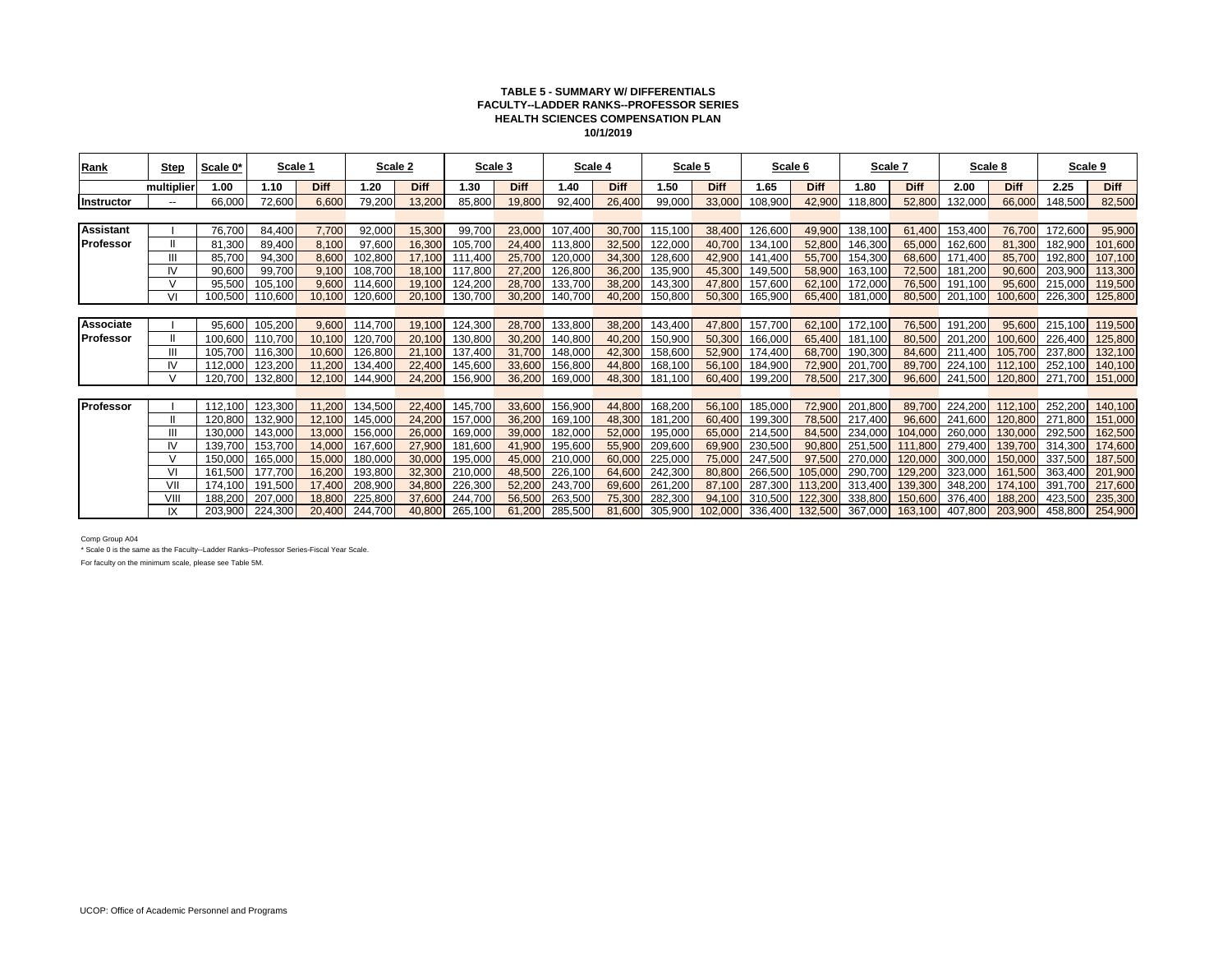**TABLE 5 - SUMMARY W/ DIFFERENTIALS**
**FACULTY--LADDER RANKS--PROFESSOR SERIES**
**HEALTH SCIENCES COMPENSATION PLAN**
**10/1/2019**

| Rank | Step | Scale 0* | Scale 1 | | Scale 2 | | Scale 3 | | Scale 4 | | Scale 5 | | Scale 6 | | Scale 7 | | Scale 8 | | Scale 9 | |
|---|---|---|---|---|---|---|---|---|---|---|---|---|---|---|---|---|---|---|---|---|
| | multiplier | 1.00 | 1.10 | Diff | 1.20 | Diff | 1.30 | Diff | 1.40 | Diff | 1.50 | Diff | 1.65 | Diff | 1.80 | Diff | 2.00 | Diff | 2.25 | Diff |
| Instructor | -- | 66,000 | 72,600 | 6,600 | 79,200 | 13,200 | 85,800 | 19,800 | 92,400 | 26,400 | 99,000 | 33,000 | 108,900 | 42,900 | 118,800 | 52,800 | 132,000 | 66,000 | 148,500 | 82,500 |
| Assistant Professor | I | 76,700 | 84,400 | 7,700 | 92,000 | 15,300 | 99,700 | 23,000 | 107,400 | 30,700 | 115,100 | 38,400 | 126,600 | 49,900 | 138,100 | 61,400 | 153,400 | 76,700 | 172,600 | 95,900 |
| | II | 81,300 | 89,400 | 8,100 | 97,600 | 16,300 | 105,700 | 24,400 | 113,800 | 32,500 | 122,000 | 40,700 | 134,100 | 52,800 | 146,300 | 65,000 | 162,600 | 81,300 | 182,900 | 101,600 |
| | III | 85,700 | 94,300 | 8,600 | 102,800 | 17,100 | 111,400 | 25,700 | 120,000 | 34,300 | 128,600 | 42,900 | 141,400 | 55,700 | 154,300 | 68,600 | 171,400 | 85,700 | 192,800 | 107,100 |
| | IV | 90,600 | 99,700 | 9,100 | 108,700 | 18,100 | 117,800 | 27,200 | 126,800 | 36,200 | 135,900 | 45,300 | 149,500 | 58,900 | 163,100 | 72,500 | 181,200 | 90,600 | 203,900 | 113,300 |
| | V | 95,500 | 105,100 | 9,600 | 114,600 | 19,100 | 124,200 | 28,700 | 133,700 | 38,200 | 143,300 | 47,800 | 157,600 | 62,100 | 172,000 | 76,500 | 191,100 | 95,600 | 215,000 | 119,500 |
| | VI | 100,500 | 110,600 | 10,100 | 120,600 | 20,100 | 130,700 | 30,200 | 140,700 | 40,200 | 150,800 | 50,300 | 165,900 | 65,400 | 181,000 | 80,500 | 201,100 | 100,600 | 226,300 | 125,800 |
| Associate Professor | I | 95,600 | 105,200 | 9,600 | 114,700 | 19,100 | 124,300 | 28,700 | 133,800 | 38,200 | 143,400 | 47,800 | 157,700 | 62,100 | 172,100 | 76,500 | 191,200 | 95,600 | 215,100 | 119,500 |
| | II | 100,600 | 110,700 | 10,100 | 120,700 | 20,100 | 130,800 | 30,200 | 140,800 | 40,200 | 150,900 | 50,300 | 166,000 | 65,400 | 181,100 | 80,500 | 201,200 | 100,600 | 226,400 | 125,800 |
| | III | 105,700 | 116,300 | 10,600 | 126,800 | 21,100 | 137,400 | 31,700 | 148,000 | 42,300 | 158,600 | 52,900 | 174,400 | 68,700 | 190,300 | 84,600 | 211,400 | 105,700 | 237,800 | 132,100 |
| | IV | 112,000 | 123,200 | 11,200 | 134,400 | 22,400 | 145,600 | 33,600 | 156,800 | 44,800 | 168,100 | 56,100 | 184,900 | 72,900 | 201,700 | 89,700 | 224,100 | 112,100 | 252,100 | 140,100 |
| | V | 120,700 | 132,800 | 12,100 | 144,900 | 24,200 | 156,900 | 36,200 | 169,000 | 48,300 | 181,100 | 60,400 | 199,200 | 78,500 | 217,300 | 96,600 | 241,500 | 120,800 | 271,700 | 151,000 |
| Professor | I | 112,100 | 123,300 | 11,200 | 134,500 | 22,400 | 145,700 | 33,600 | 156,900 | 44,800 | 168,200 | 56,100 | 185,000 | 72,900 | 201,800 | 89,700 | 224,200 | 112,100 | 252,200 | 140,100 |
| | II | 120,800 | 132,900 | 12,100 | 145,000 | 24,200 | 157,000 | 36,200 | 169,100 | 48,300 | 181,200 | 60,400 | 199,300 | 78,500 | 217,400 | 96,600 | 241,600 | 120,800 | 271,800 | 151,000 |
| | III | 130,000 | 143,000 | 13,000 | 156,000 | 26,000 | 169,000 | 39,000 | 182,000 | 52,000 | 195,000 | 65,000 | 214,500 | 84,500 | 234,000 | 104,000 | 260,000 | 130,000 | 292,500 | 162,500 |
| | IV | 139,700 | 153,700 | 14,000 | 167,600 | 27,900 | 181,600 | 41,900 | 195,600 | 55,900 | 209,600 | 69,900 | 230,500 | 90,800 | 251,500 | 111,800 | 279,400 | 139,700 | 314,300 | 174,600 |
| | V | 150,000 | 165,000 | 15,000 | 180,000 | 30,000 | 195,000 | 45,000 | 210,000 | 60,000 | 225,000 | 75,000 | 247,500 | 97,500 | 270,000 | 120,000 | 300,000 | 150,000 | 337,500 | 187,500 |
| | VI | 161,500 | 177,700 | 16,200 | 193,800 | 32,300 | 210,000 | 48,500 | 226,100 | 64,600 | 242,300 | 80,800 | 266,500 | 105,000 | 290,700 | 129,200 | 323,000 | 161,500 | 363,400 | 201,900 |
| | VII | 174,100 | 191,500 | 17,400 | 208,900 | 34,800 | 226,300 | 52,200 | 243,700 | 69,600 | 261,200 | 87,100 | 287,300 | 113,200 | 313,400 | 139,300 | 348,200 | 174,100 | 391,700 | 217,600 |
| | VIII | 188,200 | 207,000 | 18,800 | 225,800 | 37,600 | 244,700 | 56,500 | 263,500 | 75,300 | 282,300 | 94,100 | 310,500 | 122,300 | 338,800 | 150,600 | 376,400 | 188,200 | 423,500 | 235,300 |
| | IX | 203,900 | 224,300 | 20,400 | 244,700 | 40,800 | 265,100 | 61,200 | 285,500 | 81,600 | 305,900 | 102,000 | 336,400 | 132,500 | 367,000 | 163,100 | 407,800 | 203,900 | 458,800 | 254,900 |

Comp Group A04

* Scale 0 is the same as the Faculty--Ladder Ranks--Professor Series-Fiscal Year Scale.

For faculty on the minimum scale, please see Table 5M.

UCOP: Office of Academic Personnel and Programs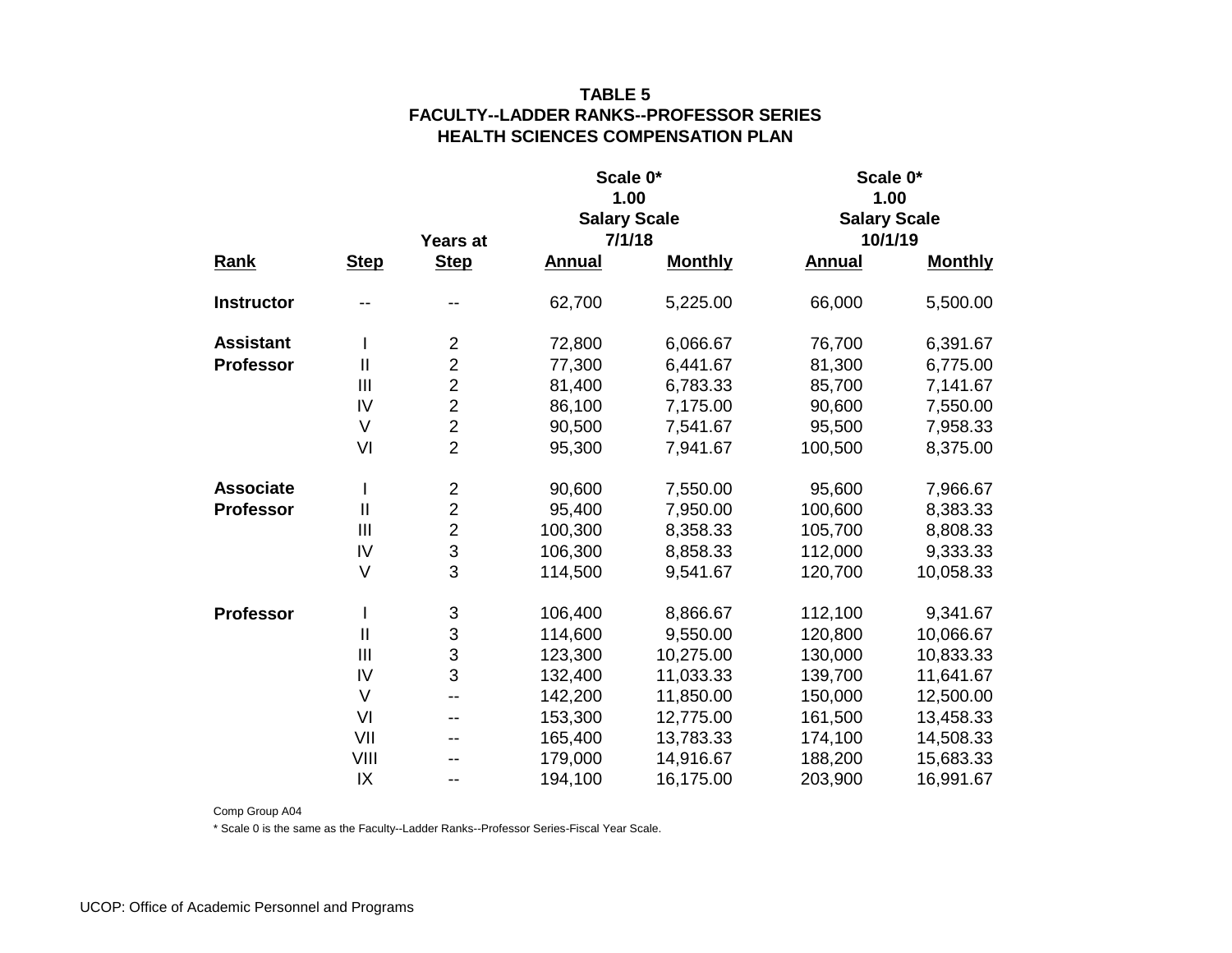# TABLE 5
## FACULTY--LADDER RANKS--PROFESSOR SERIES
## HEALTH SCIENCES COMPENSATION PLAN

| | | | Scale 0* 1.00 Salary Scale 7/1/18 | | Scale 0* 1.00 Salary Scale 10/1/19 | |
|---|---|---|---|---|---|---|
| **Rank** | **Step** | **Years at Step** | **Annual** | **Monthly** | **Annual** | **Monthly** |
| **Instructor** | -- | -- | 62,700 | 5,225.00 | 66,000 | 5,500.00 |
| **Assistant Professor** | I | 2 | 72,800 | 6,066.67 | 76,700 | 6,391.67 |
| | II | 2 | 77,300 | 6,441.67 | 81,300 | 6,775.00 |
| | III | 2 | 81,400 | 6,783.33 | 85,700 | 7,141.67 |
| | IV | 2 | 86,100 | 7,175.00 | 90,600 | 7,550.00 |
| | V | 2 | 90,500 | 7,541.67 | 95,500 | 7,958.33 |
| | VI | 2 | 95,300 | 7,941.67 | 100,500 | 8,375.00 |
| **Associate Professor** | I | 2 | 90,600 | 7,550.00 | 95,600 | 7,966.67 |
| | II | 2 | 95,400 | 7,950.00 | 100,600 | 8,383.33 |
| | III | 2 | 100,300 | 8,358.33 | 105,700 | 8,808.33 |
| | IV | 3 | 106,300 | 8,858.33 | 112,000 | 9,333.33 |
| | V | 3 | 114,500 | 9,541.67 | 120,700 | 10,058.33 |
| **Professor** | I | 3 | 106,400 | 8,866.67 | 112,100 | 9,341.67 |
| | II | 3 | 114,600 | 9,550.00 | 120,800 | 10,066.67 |
| | III | 3 | 123,300 | 10,275.00 | 130,000 | 10,833.33 |
| | IV | 3 | 132,400 | 11,033.33 | 139,700 | 11,641.67 |
| | V | -- | 142,200 | 11,850.00 | 150,000 | 12,500.00 |
| | VI | -- | 153,300 | 12,775.00 | 161,500 | 13,458.33 |
| | VII | -- | 165,400 | 13,783.33 | 174,100 | 14,508.33 |
| | VIII | -- | 179,000 | 14,916.67 | 188,200 | 15,683.33 |
| | IX | -- | 194,100 | 16,175.00 | 203,900 | 16,991.67 |

Comp Group A04

* Scale 0 is the same as the Faculty--Ladder Ranks--Professor Series-Fiscal Year Scale.

UCOP: Office of Academic Personnel and Programs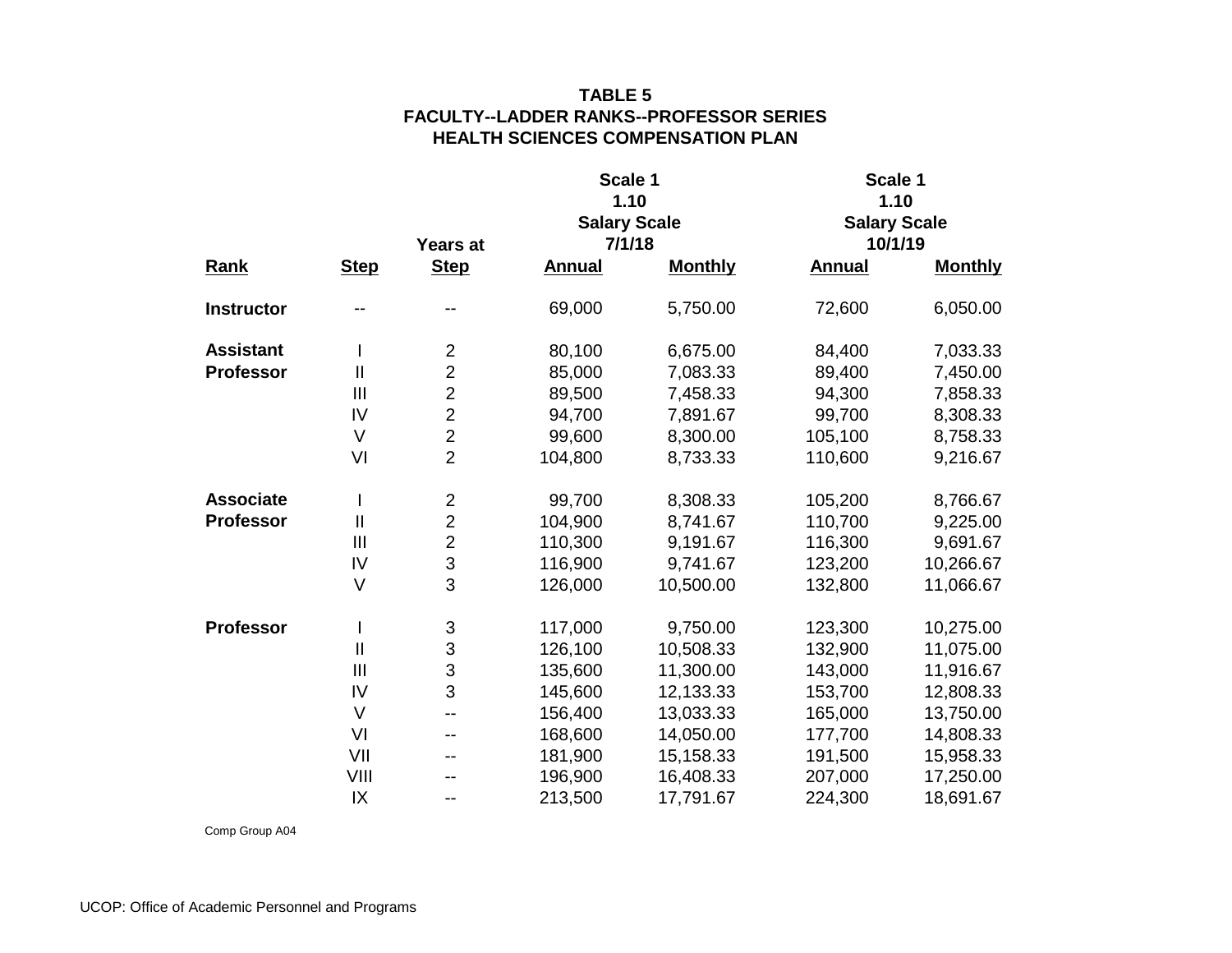**TABLE 5**
**FACULTY--LADDER RANKS--PROFESSOR SERIES**
**HEALTH SCIENCES COMPENSATION PLAN**

| | | | Scale 1 1.10 Salary Scale 7/1/18 | | Scale 1 1.10 Salary Scale 10/1/19 | |
|---|---|---|---|---|---|---|
| **Rank** | **Step** | **Years at Step** | **Annual** | **Monthly** | **Annual** | **Monthly** |
| **Instructor** | -- | -- | 69,000 | 5,750.00 | 72,600 | 6,050.00 |
| **Assistant Professor** | I | 2 | 80,100 | 6,675.00 | 84,400 | 7,033.33 |
| | II | 2 | 85,000 | 7,083.33 | 89,400 | 7,450.00 |
| | III | 2 | 89,500 | 7,458.33 | 94,300 | 7,858.33 |
| | IV | 2 | 94,700 | 7,891.67 | 99,700 | 8,308.33 |
| | V | 2 | 99,600 | 8,300.00 | 105,100 | 8,758.33 |
| | VI | 2 | 104,800 | 8,733.33 | 110,600 | 9,216.67 |
| **Associate Professor** | I | 2 | 99,700 | 8,308.33 | 105,200 | 8,766.67 |
| | II | 2 | 104,900 | 8,741.67 | 110,700 | 9,225.00 |
| | III | 2 | 110,300 | 9,191.67 | 116,300 | 9,691.67 |
| | IV | 3 | 116,900 | 9,741.67 | 123,200 | 10,266.67 |
| | V | 3 | 126,000 | 10,500.00 | 132,800 | 11,066.67 |
| **Professor** | I | 3 | 117,000 | 9,750.00 | 123,300 | 10,275.00 |
| | II | 3 | 126,100 | 10,508.33 | 132,900 | 11,075.00 |
| | III | 3 | 135,600 | 11,300.00 | 143,000 | 11,916.67 |
| | IV | 3 | 145,600 | 12,133.33 | 153,700 | 12,808.33 |
| | V | -- | 156,400 | 13,033.33 | 165,000 | 13,750.00 |
| | VI | -- | 168,600 | 14,050.00 | 177,700 | 14,808.33 |
| | VII | -- | 181,900 | 15,158.33 | 191,500 | 15,958.33 |
| | VIII | -- | 196,900 | 16,408.33 | 207,000 | 17,250.00 |
| | IX | -- | 213,500 | 17,791.67 | 224,300 | 18,691.67 |

Comp Group A04

UCOP: Office of Academic Personnel and Programs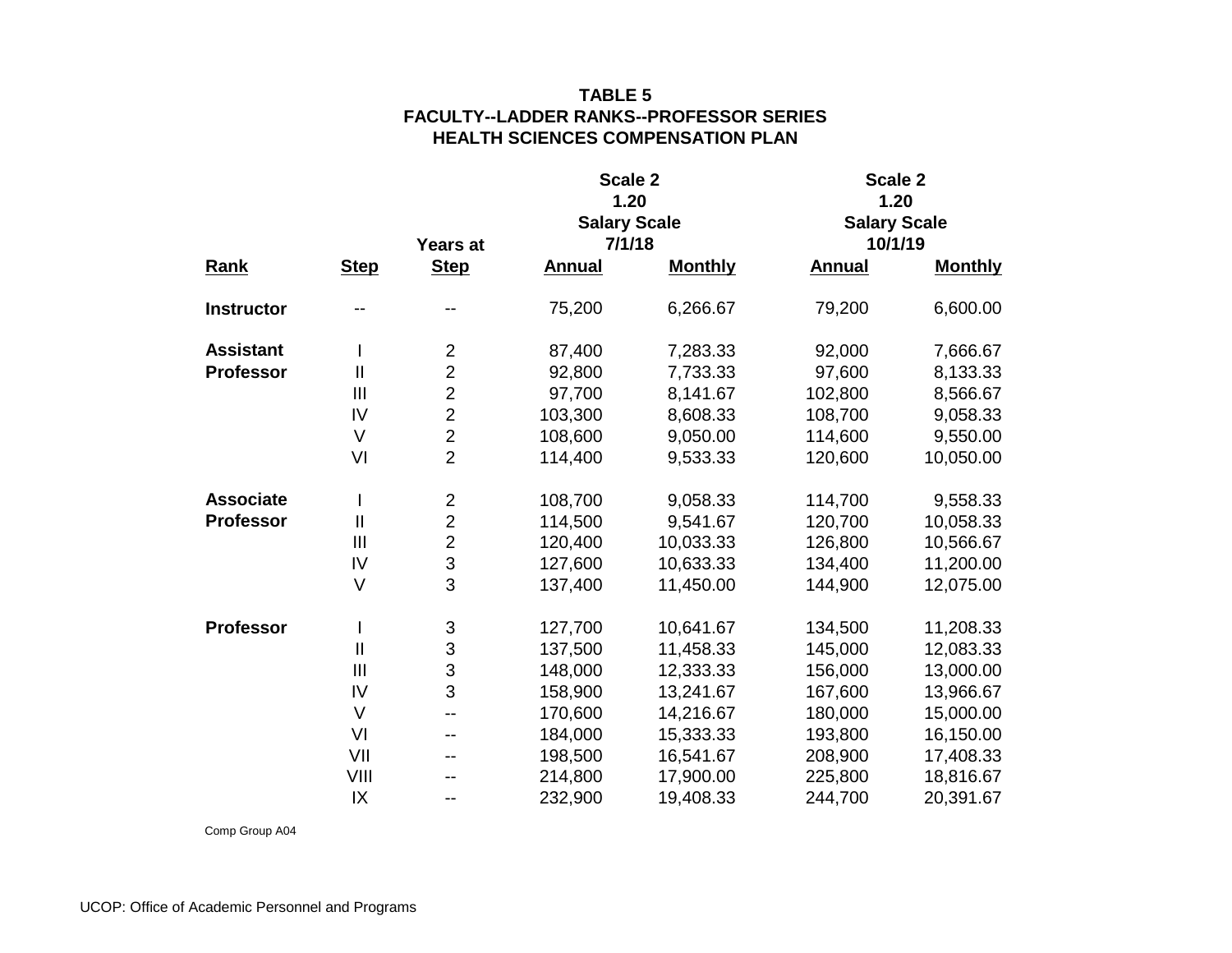**TABLE 5**
**FACULTY--LADDER RANKS--PROFESSOR SERIES**
**HEALTH SCIENCES COMPENSATION PLAN**

| Rank | Step | Years at Step | Scale 2 1.20 Salary Scale 7/1/18 | | Scale 2 1.20 Salary Scale 10/1/19 | |
|---|---|---|---|---|---|---|
| | | | Annual | Monthly | Annual | Monthly |
| **Instructor** | -- | -- | 75,200 | 6,266.67 | 79,200 | 6,600.00 |
| **Assistant Professor** | I | 2 | 87,400 | 7,283.33 | 92,000 | 7,666.67 |
| | II | 2 | 92,800 | 7,733.33 | 97,600 | 8,133.33 |
| | III | 2 | 97,700 | 8,141.67 | 102,800 | 8,566.67 |
| | IV | 2 | 103,300 | 8,608.33 | 108,700 | 9,058.33 |
| | V | 2 | 108,600 | 9,050.00 | 114,600 | 9,550.00 |
| | VI | 2 | 114,400 | 9,533.33 | 120,600 | 10,050.00 |
| **Associate Professor** | I | 2 | 108,700 | 9,058.33 | 114,700 | 9,558.33 |
| | II | 2 | 114,500 | 9,541.67 | 120,700 | 10,058.33 |
| | III | 2 | 120,400 | 10,033.33 | 126,800 | 10,566.67 |
| | IV | 3 | 127,600 | 10,633.33 | 134,400 | 11,200.00 |
| | V | 3 | 137,400 | 11,450.00 | 144,900 | 12,075.00 |
| **Professor** | I | 3 | 127,700 | 10,641.67 | 134,500 | 11,208.33 |
| | II | 3 | 137,500 | 11,458.33 | 145,000 | 12,083.33 |
| | III | 3 | 148,000 | 12,333.33 | 156,000 | 13,000.00 |
| | IV | 3 | 158,900 | 13,241.67 | 167,600 | 13,966.67 |
| | V | -- | 170,600 | 14,216.67 | 180,000 | 15,000.00 |
| | VI | -- | 184,000 | 15,333.33 | 193,800 | 16,150.00 |
| | VII | -- | 198,500 | 16,541.67 | 208,900 | 17,408.33 |
| | VIII | -- | 214,800 | 17,900.00 | 225,800 | 18,816.67 |
| | IX | -- | 232,900 | 19,408.33 | 244,700 | 20,391.67 |

Comp Group A04

UCOP: Office of Academic Personnel and Programs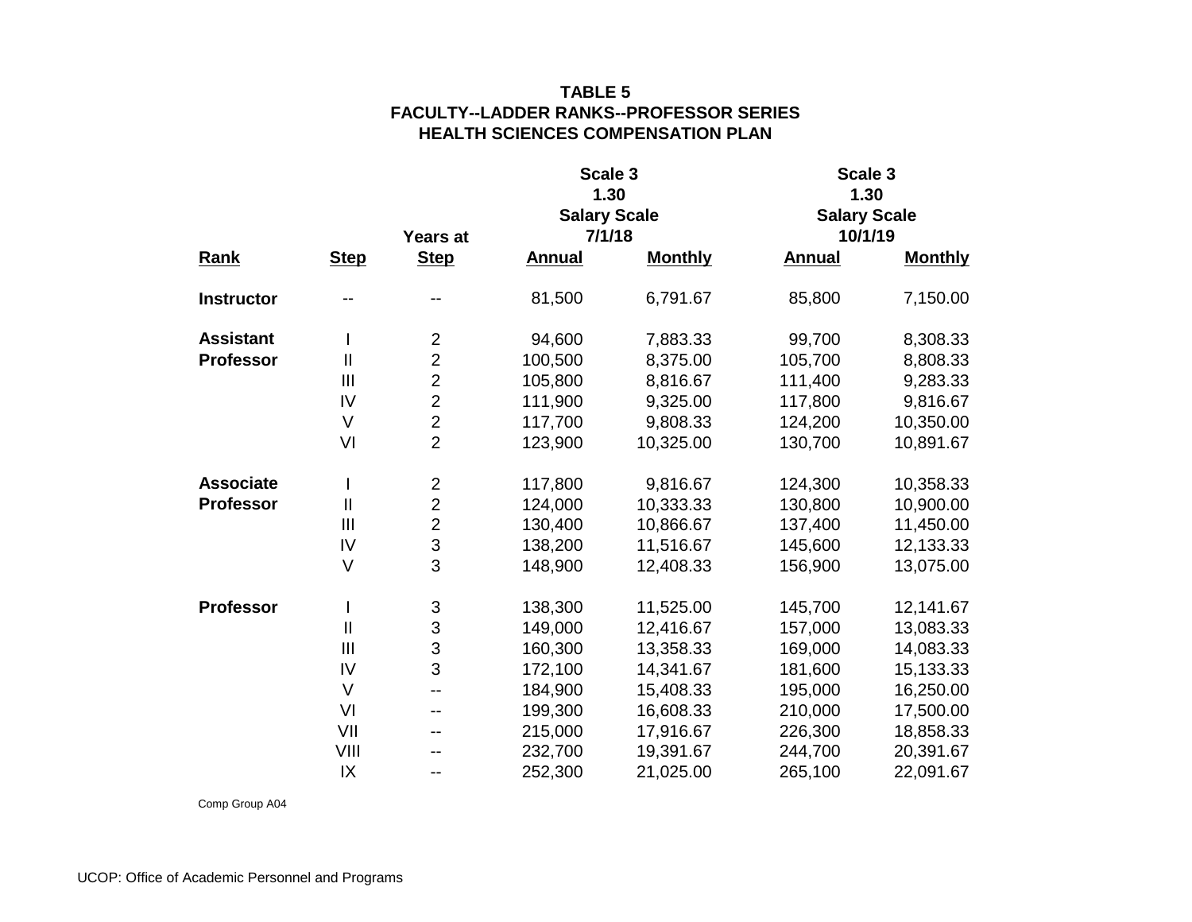**TABLE 5**
**FACULTY--LADDER RANKS--PROFESSOR SERIES**
**HEALTH SCIENCES COMPENSATION PLAN**

| | | | Scale 3 1.30 Salary Scale 7/1/18 | | Scale 3 1.30 Salary Scale 10/1/19 | |
|---|---|---|---|---|---|---|
| **Rank** | **Step** | **Years at Step** | **Annual** | **Monthly** | **Annual** | **Monthly** |
| **Instructor** | -- | -- | 81,500 | 6,791.67 | 85,800 | 7,150.00 |
| **Assistant Professor** | I | 2 | 94,600 | 7,883.33 | 99,700 | 8,308.33 |
| | II | 2 | 100,500 | 8,375.00 | 105,700 | 8,808.33 |
| | III | 2 | 105,800 | 8,816.67 | 111,400 | 9,283.33 |
| | IV | 2 | 111,900 | 9,325.00 | 117,800 | 9,816.67 |
| | V | 2 | 117,700 | 9,808.33 | 124,200 | 10,350.00 |
| | VI | 2 | 123,900 | 10,325.00 | 130,700 | 10,891.67 |
| **Associate Professor** | I | 2 | 117,800 | 9,816.67 | 124,300 | 10,358.33 |
| | II | 2 | 124,000 | 10,333.33 | 130,800 | 10,900.00 |
| | III | 2 | 130,400 | 10,866.67 | 137,400 | 11,450.00 |
| | IV | 3 | 138,200 | 11,516.67 | 145,600 | 12,133.33 |
| | V | 3 | 148,900 | 12,408.33 | 156,900 | 13,075.00 |
| **Professor** | I | 3 | 138,300 | 11,525.00 | 145,700 | 12,141.67 |
| | II | 3 | 149,000 | 12,416.67 | 157,000 | 13,083.33 |
| | III | 3 | 160,300 | 13,358.33 | 169,000 | 14,083.33 |
| | IV | 3 | 172,100 | 14,341.67 | 181,600 | 15,133.33 |
| | V | -- | 184,900 | 15,408.33 | 195,000 | 16,250.00 |
| | VI | -- | 199,300 | 16,608.33 | 210,000 | 17,500.00 |
| | VII | -- | 215,000 | 17,916.67 | 226,300 | 18,858.33 |
| | VIII | -- | 232,700 | 19,391.67 | 244,700 | 20,391.67 |
| | IX | -- | 252,300 | 21,025.00 | 265,100 | 22,091.67 |

Comp Group A04

UCOP: Office of Academic Personnel and Programs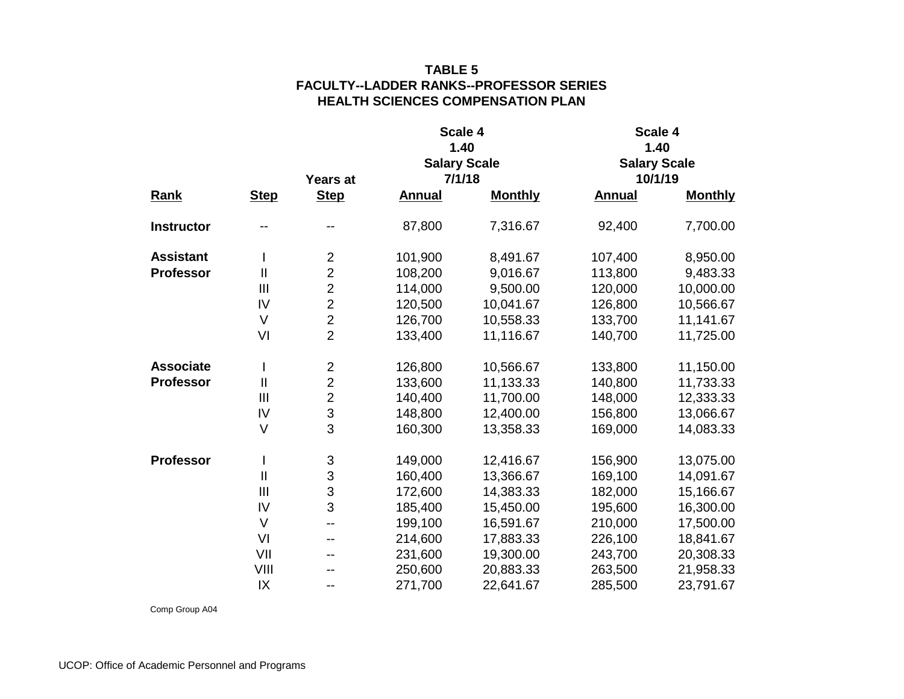**TABLE 5**
**FACULTY--LADDER RANKS--PROFESSOR SERIES**
**HEALTH SCIENCES COMPENSATION PLAN**

| | | | Scale 4 1.40 Salary Scale 7/1/18 | | Scale 4 1.40 Salary Scale 10/1/19 | |
|---|---|---|---|---|---|---|
| **Rank** | **Step** | **Years at Step** | **Annual** | **Monthly** | **Annual** | **Monthly** |
| **Instructor** | -- | -- | 87,800 | 7,316.67 | 92,400 | 7,700.00 |
| **Assistant Professor** | I | 2 | 101,900 | 8,491.67 | 107,400 | 8,950.00 |
| | II | 2 | 108,200 | 9,016.67 | 113,800 | 9,483.33 |
| | III | 2 | 114,000 | 9,500.00 | 120,000 | 10,000.00 |
| | IV | 2 | 120,500 | 10,041.67 | 126,800 | 10,566.67 |
| | V | 2 | 126,700 | 10,558.33 | 133,700 | 11,141.67 |
| | VI | 2 | 133,400 | 11,116.67 | 140,700 | 11,725.00 |
| **Associate Professor** | I | 2 | 126,800 | 10,566.67 | 133,800 | 11,150.00 |
| | II | 2 | 133,600 | 11,133.33 | 140,800 | 11,733.33 |
| | III | 2 | 140,400 | 11,700.00 | 148,000 | 12,333.33 |
| | IV | 3 | 148,800 | 12,400.00 | 156,800 | 13,066.67 |
| | V | 3 | 160,300 | 13,358.33 | 169,000 | 14,083.33 |
| **Professor** | I | 3 | 149,000 | 12,416.67 | 156,900 | 13,075.00 |
| | II | 3 | 160,400 | 13,366.67 | 169,100 | 14,091.67 |
| | III | 3 | 172,600 | 14,383.33 | 182,000 | 15,166.67 |
| | IV | 3 | 185,400 | 15,450.00 | 195,600 | 16,300.00 |
| | V | -- | 199,100 | 16,591.67 | 210,000 | 17,500.00 |
| | VI | -- | 214,600 | 17,883.33 | 226,100 | 18,841.67 |
| | VII | -- | 231,600 | 19,300.00 | 243,700 | 20,308.33 |
| | VIII | -- | 250,600 | 20,883.33 | 263,500 | 21,958.33 |
| | IX | -- | 271,700 | 22,641.67 | 285,500 | 23,791.67 |

Comp Group A04

UCOP: Office of Academic Personnel and Programs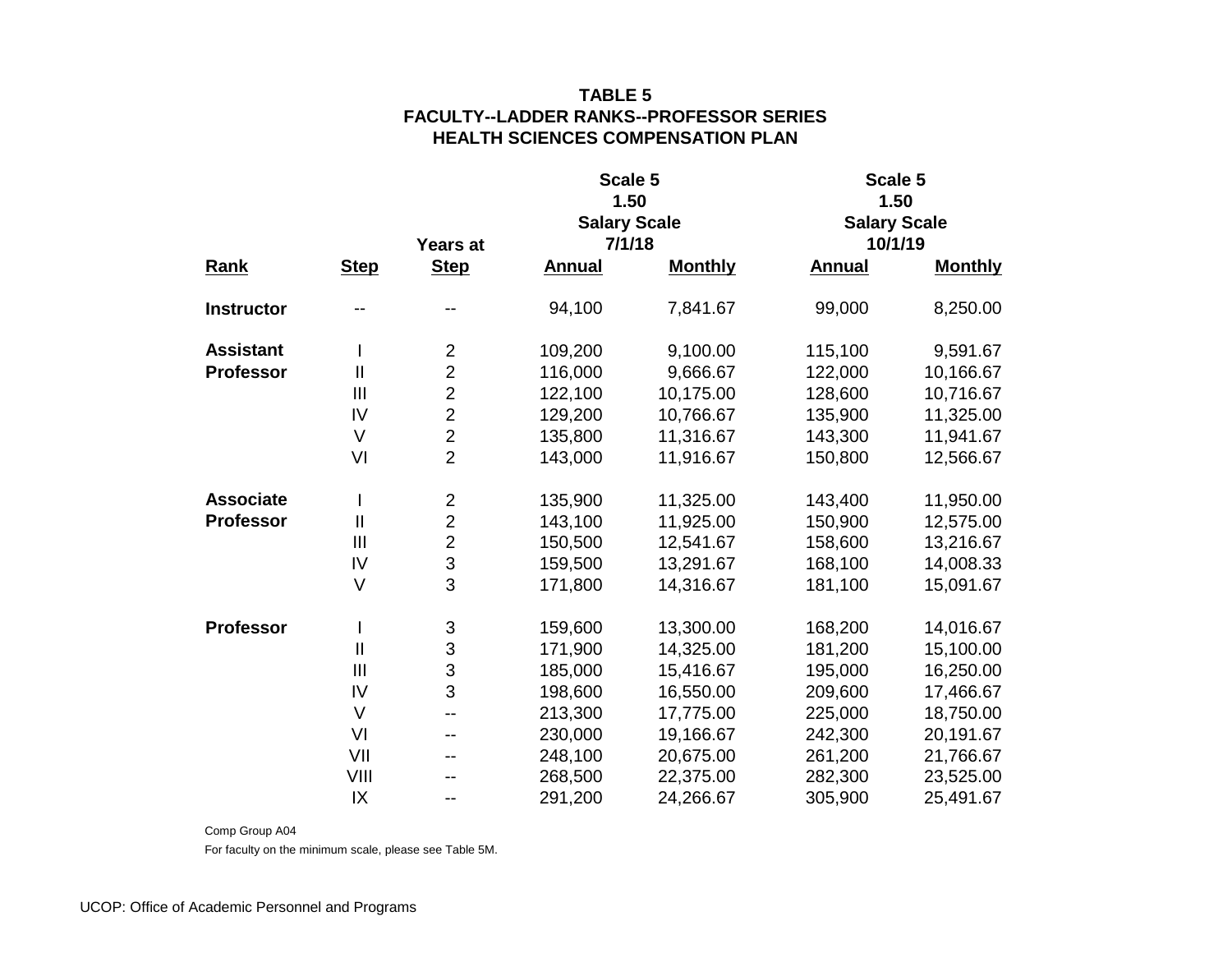**TABLE 5**
**FACULTY--LADDER RANKS--PROFESSOR SERIES**
**HEALTH SCIENCES COMPENSATION PLAN**

| | | | Scale 5 1.50 Salary Scale 7/1/18 | | Scale 5 1.50 Salary Scale 10/1/19 | |
|---|---|---|---|---|---|---|
| **Rank** | **Step** | **Years at Step** | **Annual** | **Monthly** | **Annual** | **Monthly** |
| **Instructor** | -- | -- | 94,100 | 7,841.67 | 99,000 | 8,250.00 |
| **Assistant Professor** | I | 2 | 109,200 | 9,100.00 | 115,100 | 9,591.67 |
| | II | 2 | 116,000 | 9,666.67 | 122,000 | 10,166.67 |
| | III | 2 | 122,100 | 10,175.00 | 128,600 | 10,716.67 |
| | IV | 2 | 129,200 | 10,766.67 | 135,900 | 11,325.00 |
| | V | 2 | 135,800 | 11,316.67 | 143,300 | 11,941.67 |
| | VI | 2 | 143,000 | 11,916.67 | 150,800 | 12,566.67 |
| **Associate Professor** | I | 2 | 135,900 | 11,325.00 | 143,400 | 11,950.00 |
| | II | 2 | 143,100 | 11,925.00 | 150,900 | 12,575.00 |
| | III | 2 | 150,500 | 12,541.67 | 158,600 | 13,216.67 |
| | IV | 3 | 159,500 | 13,291.67 | 168,100 | 14,008.33 |
| | V | 3 | 171,800 | 14,316.67 | 181,100 | 15,091.67 |
| **Professor** | I | 3 | 159,600 | 13,300.00 | 168,200 | 14,016.67 |
| | II | 3 | 171,900 | 14,325.00 | 181,200 | 15,100.00 |
| | III | 3 | 185,000 | 15,416.67 | 195,000 | 16,250.00 |
| | IV | 3 | 198,600 | 16,550.00 | 209,600 | 17,466.67 |
| | V | -- | 213,300 | 17,775.00 | 225,000 | 18,750.00 |
| | VI | -- | 230,000 | 19,166.67 | 242,300 | 20,191.67 |
| | VII | -- | 248,100 | 20,675.00 | 261,200 | 21,766.67 |
| | VIII | -- | 268,500 | 22,375.00 | 282,300 | 23,525.00 |
| | IX | -- | 291,200 | 24,266.67 | 305,900 | 25,491.67 |

Comp Group A04

For faculty on the minimum scale, please see Table 5M.

UCOP: Office of Academic Personnel and Programs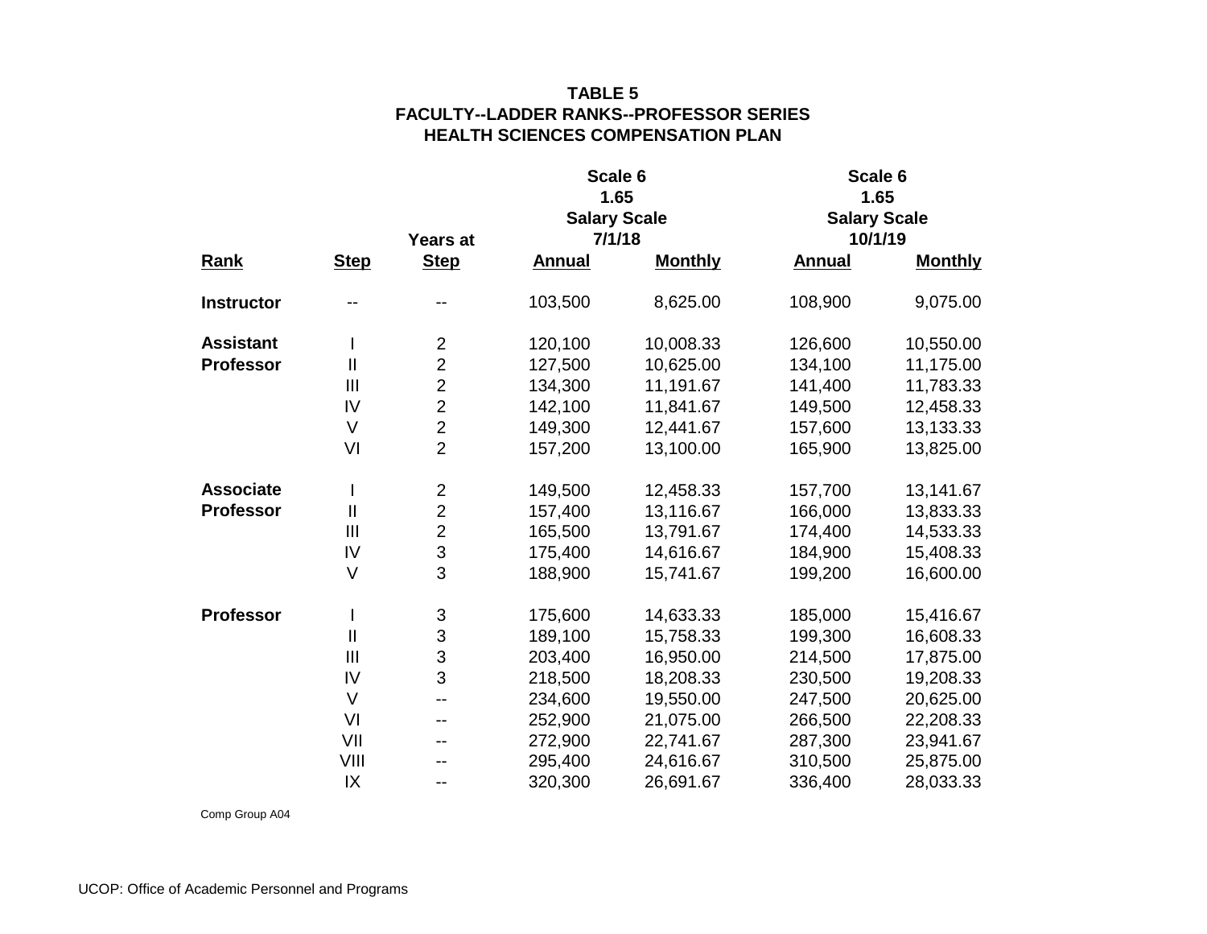**TABLE 5**
**FACULTY--LADDER RANKS--PROFESSOR SERIES**
**HEALTH SCIENCES COMPENSATION PLAN**

| | | | Scale 6 1.65 Salary Scale 7/1/18 | | Scale 6 1.65 Salary Scale 10/1/19 | |
|---|---|---|---|---|---|---|
| **Rank** | **Step** | **Years at Step** | **Annual** | **Monthly** | **Annual** | **Monthly** |
| **Instructor** | -- | -- | 103,500 | 8,625.00 | 108,900 | 9,075.00 |
| **Assistant Professor** | I | 2 | 120,100 | 10,008.33 | 126,600 | 10,550.00 |
| | II | 2 | 127,500 | 10,625.00 | 134,100 | 11,175.00 |
| | III | 2 | 134,300 | 11,191.67 | 141,400 | 11,783.33 |
| | IV | 2 | 142,100 | 11,841.67 | 149,500 | 12,458.33 |
| | V | 2 | 149,300 | 12,441.67 | 157,600 | 13,133.33 |
| | VI | 2 | 157,200 | 13,100.00 | 165,900 | 13,825.00 |
| **Associate Professor** | I | 2 | 149,500 | 12,458.33 | 157,700 | 13,141.67 |
| | II | 2 | 157,400 | 13,116.67 | 166,000 | 13,833.33 |
| | III | 2 | 165,500 | 13,791.67 | 174,400 | 14,533.33 |
| | IV | 3 | 175,400 | 14,616.67 | 184,900 | 15,408.33 |
| | V | 3 | 188,900 | 15,741.67 | 199,200 | 16,600.00 |
| **Professor** | I | 3 | 175,600 | 14,633.33 | 185,000 | 15,416.67 |
| | II | 3 | 189,100 | 15,758.33 | 199,300 | 16,608.33 |
| | III | 3 | 203,400 | 16,950.00 | 214,500 | 17,875.00 |
| | IV | 3 | 218,500 | 18,208.33 | 230,500 | 19,208.33 |
| | V | -- | 234,600 | 19,550.00 | 247,500 | 20,625.00 |
| | VI | -- | 252,900 | 21,075.00 | 266,500 | 22,208.33 |
| | VII | -- | 272,900 | 22,741.67 | 287,300 | 23,941.67 |
| | VIII | -- | 295,400 | 24,616.67 | 310,500 | 25,875.00 |
| | IX | -- | 320,300 | 26,691.67 | 336,400 | 28,033.33 |

Comp Group A04

UCOP: Office of Academic Personnel and Programs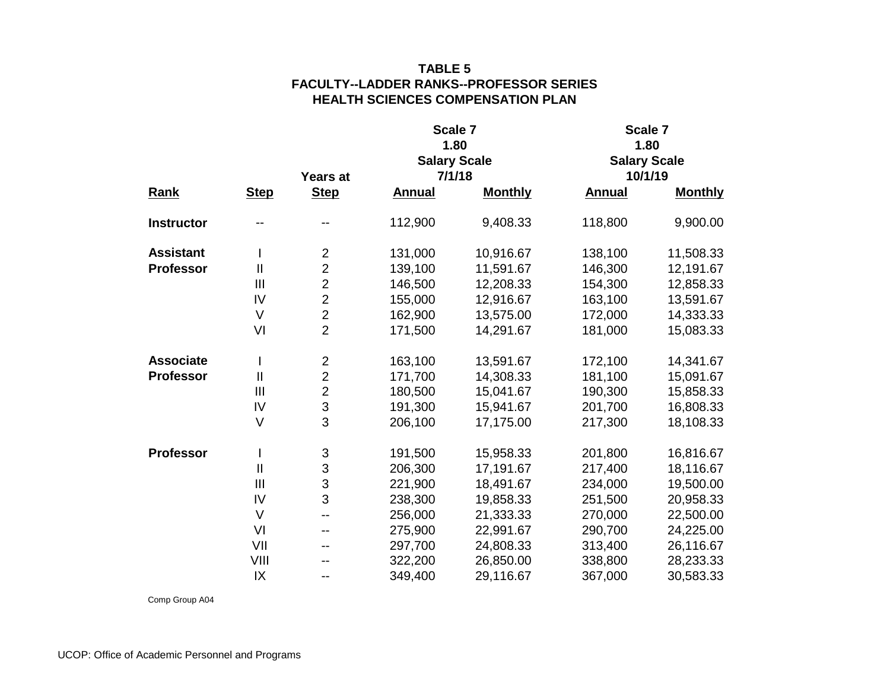**TABLE 5**
**FACULTY--LADDER RANKS--PROFESSOR SERIES**
**HEALTH SCIENCES COMPENSATION PLAN**

| | | | Scale 7 1.80 Salary Scale 7/1/18 | | Scale 7 1.80 Salary Scale 10/1/19 | |
|---|---|---|---|---|---|---|
| **Rank** | **Step** | **Years at Step** | **Annual** | **Monthly** | **Annual** | **Monthly** |
| **Instructor** | -- | -- | 112,900 | 9,408.33 | 118,800 | 9,900.00 |
| **Assistant Professor** | I | 2 | 131,000 | 10,916.67 | 138,100 | 11,508.33 |
| | II | 2 | 139,100 | 11,591.67 | 146,300 | 12,191.67 |
| | III | 2 | 146,500 | 12,208.33 | 154,300 | 12,858.33 |
| | IV | 2 | 155,000 | 12,916.67 | 163,100 | 13,591.67 |
| | V | 2 | 162,900 | 13,575.00 | 172,000 | 14,333.33 |
| | VI | 2 | 171,500 | 14,291.67 | 181,000 | 15,083.33 |
| **Associate Professor** | I | 2 | 163,100 | 13,591.67 | 172,100 | 14,341.67 |
| | II | 2 | 171,700 | 14,308.33 | 181,100 | 15,091.67 |
| | III | 2 | 180,500 | 15,041.67 | 190,300 | 15,858.33 |
| | IV | 3 | 191,300 | 15,941.67 | 201,700 | 16,808.33 |
| | V | 3 | 206,100 | 17,175.00 | 217,300 | 18,108.33 |
| **Professor** | I | 3 | 191,500 | 15,958.33 | 201,800 | 16,816.67 |
| | II | 3 | 206,300 | 17,191.67 | 217,400 | 18,116.67 |
| | III | 3 | 221,900 | 18,491.67 | 234,000 | 19,500.00 |
| | IV | 3 | 238,300 | 19,858.33 | 251,500 | 20,958.33 |
| | V | -- | 256,000 | 21,333.33 | 270,000 | 22,500.00 |
| | VI | -- | 275,900 | 22,991.67 | 290,700 | 24,225.00 |
| | VII | -- | 297,700 | 24,808.33 | 313,400 | 26,116.67 |
| | VIII | -- | 322,200 | 26,850.00 | 338,800 | 28,233.33 |
| | IX | -- | 349,400 | 29,116.67 | 367,000 | 30,583.33 |

Comp Group A04

UCOP: Office of Academic Personnel and Programs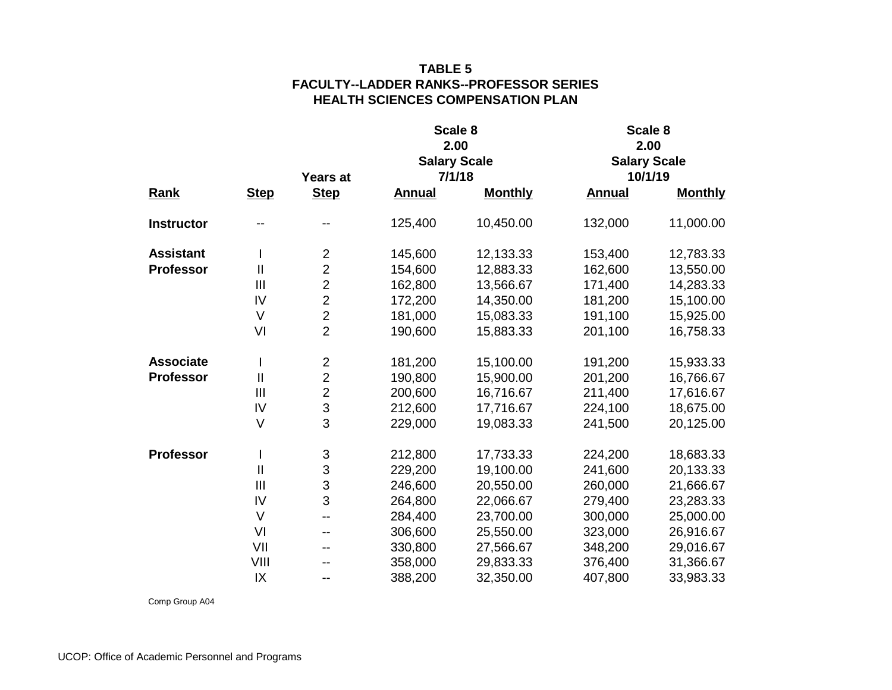# TABLE 5
## FACULTY--LADDER RANKS--PROFESSOR SERIES
## HEALTH SCIENCES COMPENSATION PLAN

| | | | Scale 8 2.00 Salary Scale 7/1/18 | | Scale 8 2.00 Salary Scale 10/1/19 | |
|---|---|---|---|---|---|---|
| Rank | Step | Years at Step | Annual | Monthly | Annual | Monthly |
| **Instructor** | -- | -- | 125,400 | 10,450.00 | 132,000 | 11,000.00 |
| **Assistant Professor** | I | 2 | 145,600 | 12,133.33 | 153,400 | 12,783.33 |
| | II | 2 | 154,600 | 12,883.33 | 162,600 | 13,550.00 |
| | III | 2 | 162,800 | 13,566.67 | 171,400 | 14,283.33 |
| | IV | 2 | 172,200 | 14,350.00 | 181,200 | 15,100.00 |
| | V | 2 | 181,000 | 15,083.33 | 191,100 | 15,925.00 |
| | VI | 2 | 190,600 | 15,883.33 | 201,100 | 16,758.33 |
| **Associate Professor** | I | 2 | 181,200 | 15,100.00 | 191,200 | 15,933.33 |
| | II | 2 | 190,800 | 15,900.00 | 201,200 | 16,766.67 |
| | III | 2 | 200,600 | 16,716.67 | 211,400 | 17,616.67 |
| | IV | 3 | 212,600 | 17,716.67 | 224,100 | 18,675.00 |
| | V | 3 | 229,000 | 19,083.33 | 241,500 | 20,125.00 |
| **Professor** | I | 3 | 212,800 | 17,733.33 | 224,200 | 18,683.33 |
| | II | 3 | 229,200 | 19,100.00 | 241,600 | 20,133.33 |
| | III | 3 | 246,600 | 20,550.00 | 260,000 | 21,666.67 |
| | IV | 3 | 264,800 | 22,066.67 | 279,400 | 23,283.33 |
| | V | -- | 284,400 | 23,700.00 | 300,000 | 25,000.00 |
| | VI | -- | 306,600 | 25,550.00 | 323,000 | 26,916.67 |
| | VII | -- | 330,800 | 27,566.67 | 348,200 | 29,016.67 |
| | VIII | -- | 358,000 | 29,833.33 | 376,400 | 31,366.67 |
| | IX | -- | 388,200 | 32,350.00 | 407,800 | 33,983.33 |

Comp Group A04

UCOP: Office of Academic Personnel and Programs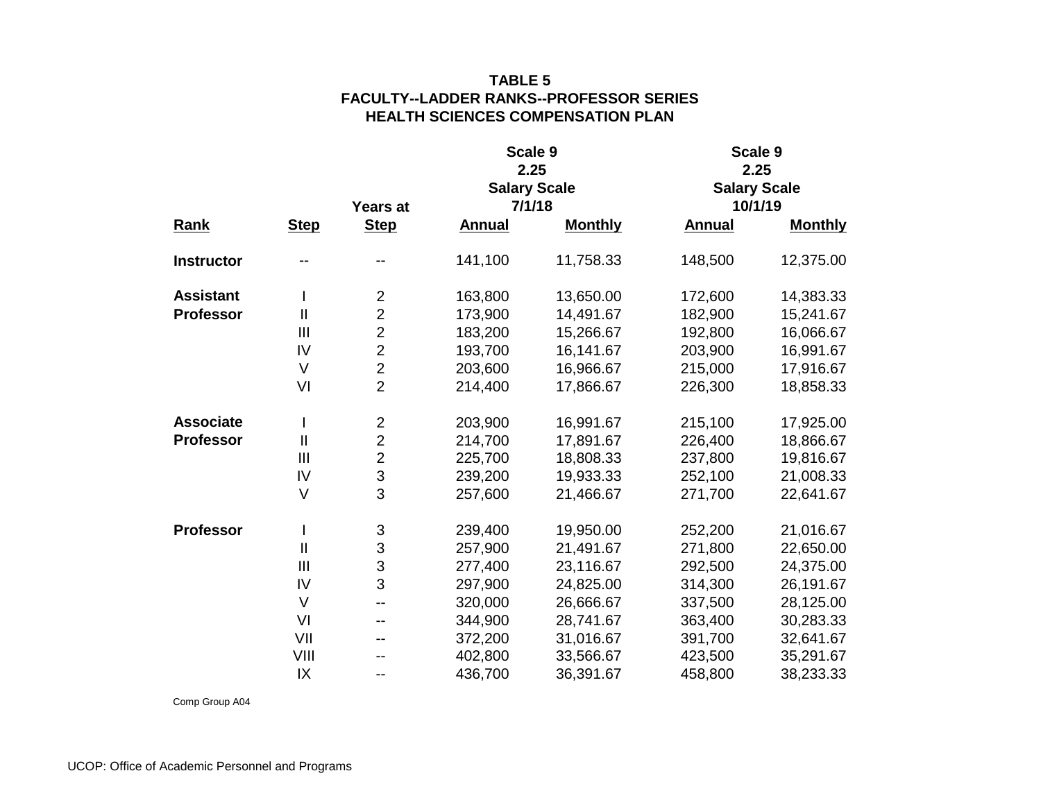# TABLE 5
## FACULTY--LADDER RANKS--PROFESSOR SERIES
## HEALTH SCIENCES COMPENSATION PLAN

| | | | Scale 9 2.25 Salary Scale 7/1/18 | | Scale 9 2.25 Salary Scale 10/1/19 | |
|---|---|---|---|---|---|---|
| **Rank** | **Step** | **Years at Step** | **Annual** | **Monthly** | **Annual** | **Monthly** |
| **Instructor** | -- | -- | 141,100 | 11,758.33 | 148,500 | 12,375.00 |
| **Assistant Professor** | I | 2 | 163,800 | 13,650.00 | 172,600 | 14,383.33 |
| | II | 2 | 173,900 | 14,491.67 | 182,900 | 15,241.67 |
| | III | 2 | 183,200 | 15,266.67 | 192,800 | 16,066.67 |
| | IV | 2 | 193,700 | 16,141.67 | 203,900 | 16,991.67 |
| | V | 2 | 203,600 | 16,966.67 | 215,000 | 17,916.67 |
| | VI | 2 | 214,400 | 17,866.67 | 226,300 | 18,858.33 |
| **Associate Professor** | I | 2 | 203,900 | 16,991.67 | 215,100 | 17,925.00 |
| | II | 2 | 214,700 | 17,891.67 | 226,400 | 18,866.67 |
| | III | 2 | 225,700 | 18,808.33 | 237,800 | 19,816.67 |
| | IV | 3 | 239,200 | 19,933.33 | 252,100 | 21,008.33 |
| | V | 3 | 257,600 | 21,466.67 | 271,700 | 22,641.67 |
| **Professor** | I | 3 | 239,400 | 19,950.00 | 252,200 | 21,016.67 |
| | II | 3 | 257,900 | 21,491.67 | 271,800 | 22,650.00 |
| | III | 3 | 277,400 | 23,116.67 | 292,500 | 24,375.00 |
| | IV | 3 | 297,900 | 24,825.00 | 314,300 | 26,191.67 |
| | V | -- | 320,000 | 26,666.67 | 337,500 | 28,125.00 |
| | VI | -- | 344,900 | 28,741.67 | 363,400 | 30,283.33 |
| | VII | -- | 372,200 | 31,016.67 | 391,700 | 32,641.67 |
| | VIII | -- | 402,800 | 33,566.67 | 423,500 | 35,291.67 |
| | IX | -- | 436,700 | 36,391.67 | 458,800 | 38,233.33 |

Comp Group A04

UCOP: Office of Academic Personnel and Programs